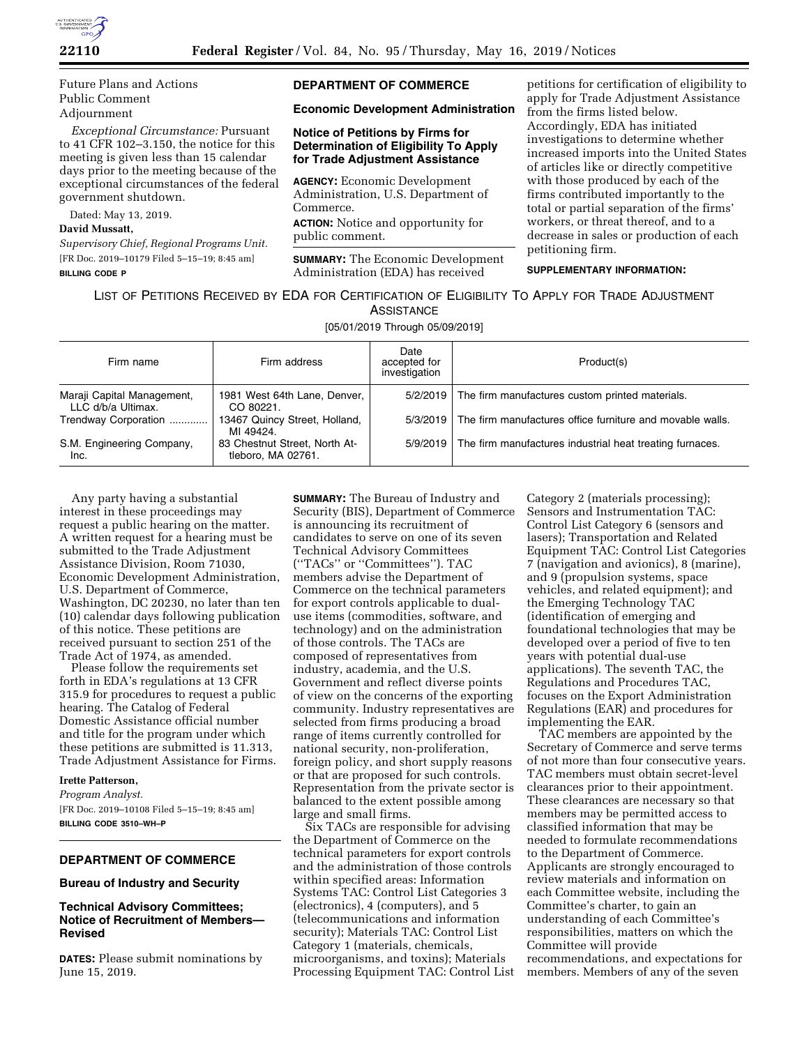Future Plans and Actions
Public Comment
Adjournment

*Exceptional Circumstance:* Pursuant to 41 CFR 102–3.150, the notice for this meeting is given less than 15 calendar days prior to the meeting because of the exceptional circumstances of the federal government shutdown.

Dated: May 13, 2019.

**David Mussatt,**

*Supervisory Chief, Regional Programs Unit.*

[FR Doc. 2019–10179 Filed 5–15–19; 8:45 am]

**BILLING CODE P**

## DEPARTMENT OF COMMERCE

### Economic Development Administration

### Notice of Petitions by Firms for Determination of Eligibility To Apply for Trade Adjustment Assistance

**AGENCY:** Economic Development Administration, U.S. Department of Commerce.

**ACTION:** Notice and opportunity for public comment.

**SUMMARY:** The Economic Development Administration (EDA) has received petitions for certification of eligibility to apply for Trade Adjustment Assistance from the firms listed below. Accordingly, EDA has initiated investigations to determine whether increased imports into the United States of articles like or directly competitive with those produced by each of the firms contributed importantly to the total or partial separation of the firms' workers, or threat thereof, and to a decrease in sales or production of each petitioning firm.

**SUPPLEMENTARY INFORMATION:**

LIST OF PETITIONS RECEIVED BY EDA FOR CERTIFICATION OF ELIGIBILITY TO APPLY FOR TRADE ADJUSTMENT ASSISTANCE

[05/01/2019 Through 05/09/2019]

| Firm name | Firm address | Date accepted for investigation | Product(s) |
|---|---|---|---|
| Maraji Capital Management, LLC d/b/a Ultimax. | 1981 West 64th Lane, Denver, CO 80221. | 5/2/2019 | The firm manufactures custom printed materials. |
| Trendway Corporation | 13467 Quincy Street, Holland, MI 49424. | 5/3/2019 | The firm manufactures office furniture and movable walls. |
| S.M. Engineering Company, Inc. | 83 Chestnut Street, North Attleboro, MA 02761. | 5/9/2019 | The firm manufactures industrial heat treating furnaces. |

Any party having a substantial interest in these proceedings may request a public hearing on the matter. A written request for a hearing must be submitted to the Trade Adjustment Assistance Division, Room 71030, Economic Development Administration, U.S. Department of Commerce, Washington, DC 20230, no later than ten (10) calendar days following publication of this notice. These petitions are received pursuant to section 251 of the Trade Act of 1974, as amended.

Please follow the requirements set forth in EDA's regulations at 13 CFR 315.9 for procedures to request a public hearing. The Catalog of Federal Domestic Assistance official number and title for the program under which these petitions are submitted is 11.313, Trade Adjustment Assistance for Firms.

**Irette Patterson,**

*Program Analyst.*

[FR Doc. 2019–10108 Filed 5–15–19; 8:45 am]

**BILLING CODE 3510–WH–P**

## DEPARTMENT OF COMMERCE

### Bureau of Industry and Security

### Technical Advisory Committees; Notice of Recruitment of Members—Revised

**DATES:** Please submit nominations by June 15, 2019.

**SUMMARY:** The Bureau of Industry and Security (BIS), Department of Commerce is announcing its recruitment of candidates to serve on one of its seven Technical Advisory Committees ("TACs" or "Committees"). TAC members advise the Department of Commerce on the technical parameters for export controls applicable to dual-use items (commodities, software, and technology) and on the administration of those controls. The TACs are composed of representatives from industry, academia, and the U.S. Government and reflect diverse points of view on the concerns of the exporting community. Industry representatives are selected from firms producing a broad range of items currently controlled for national security, non-proliferation, foreign policy, and short supply reasons or that are proposed for such controls. Representation from the private sector is balanced to the extent possible among large and small firms.

Six TACs are responsible for advising the Department of Commerce on the technical parameters for export controls and the administration of those controls within specified areas: Information Systems TAC: Control List Categories 3 (electronics), 4 (computers), and 5 (telecommunications and information security); Materials TAC: Control List Category 1 (materials, chemicals, microorganisms, and toxins); Materials Processing Equipment TAC: Control List Category 2 (materials processing); Sensors and Instrumentation TAC: Control List Category 6 (sensors and lasers); Transportation and Related Equipment TAC: Control List Categories 7 (navigation and avionics), 8 (marine), and 9 (propulsion systems, space vehicles, and related equipment); and the Emerging Technology TAC (identification of emerging and foundational technologies that may be developed over a period of five to ten years with potential dual-use applications). The seventh TAC, the Regulations and Procedures TAC, focuses on the Export Administration Regulations (EAR) and procedures for implementing the EAR.

TAC members are appointed by the Secretary of Commerce and serve terms of not more than four consecutive years. TAC members must obtain secret-level clearances prior to their appointment. These clearances are necessary so that members may be permitted access to classified information that may be needed to formulate recommendations to the Department of Commerce. Applicants are strongly encouraged to review materials and information on each Committee website, including the Committee's charter, to gain an understanding of each Committee's responsibilities, matters on which the Committee will provide recommendations, and expectations for members. Members of any of the seven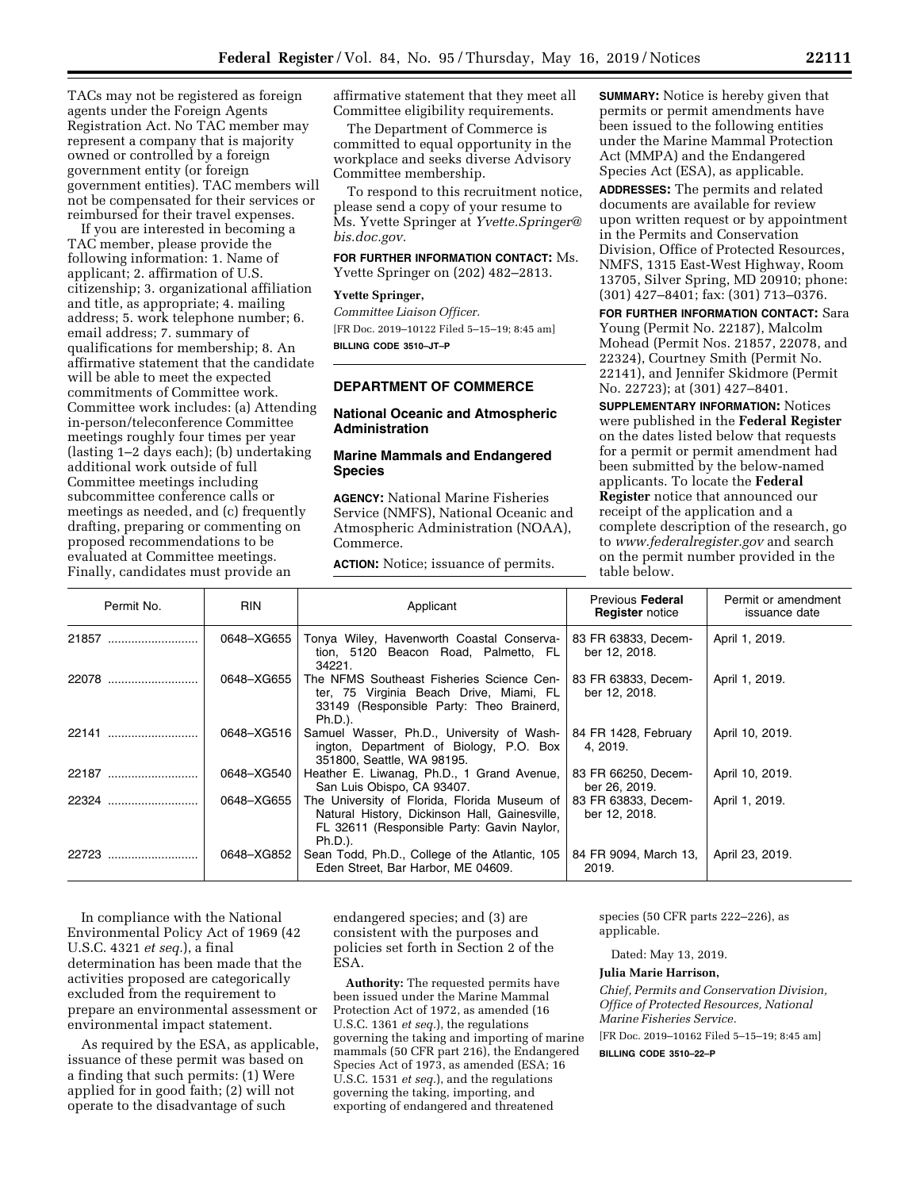TACs may not be registered as foreign agents under the Foreign Agents Registration Act. No TAC member may represent a company that is majority owned or controlled by a foreign government entity (or foreign government entities). TAC members will not be compensated for their services or reimbursed for their travel expenses.

If you are interested in becoming a TAC member, please provide the following information: 1. Name of applicant; 2. affirmation of U.S. citizenship; 3. organizational affiliation and title, as appropriate; 4. mailing address; 5. work telephone number; 6. email address; 7. summary of qualifications for membership; 8. An affirmative statement that the candidate will be able to meet the expected commitments of Committee work. Committee work includes: (a) Attending in-person/teleconference Committee meetings roughly four times per year (lasting 1–2 days each); (b) undertaking additional work outside of full Committee meetings including subcommittee conference calls or meetings as needed, and (c) frequently drafting, preparing or commenting on proposed recommendations to be evaluated at Committee meetings. Finally, candidates must provide an affirmative statement that they meet all Committee eligibility requirements.

The Department of Commerce is committed to equal opportunity in the workplace and seeks diverse Advisory Committee membership.

To respond to this recruitment notice, please send a copy of your resume to Ms. Yvette Springer at *Yvette.Springer@bis.doc.gov.*

**FOR FURTHER INFORMATION CONTACT:** Ms. Yvette Springer on (202) 482–2813.

**Yvette Springer,**

*Committee Liaison Officer.*

[FR Doc. 2019–10122 Filed 5–15–19; 8:45 am]

**BILLING CODE 3510–JT–P**

## DEPARTMENT OF COMMERCE

### National Oceanic and Atmospheric Administration

### Marine Mammals and Endangered Species

**AGENCY:** National Marine Fisheries Service (NMFS), National Oceanic and Atmospheric Administration (NOAA), Commerce.

**ACTION:** Notice; issuance of permits.

**SUMMARY:** Notice is hereby given that permits or permit amendments have been issued to the following entities under the Marine Mammal Protection Act (MMPA) and the Endangered Species Act (ESA), as applicable.

**ADDRESSES:** The permits and related documents are available for review upon written request or by appointment in the Permits and Conservation Division, Office of Protected Resources, NMFS, 1315 East-West Highway, Room 13705, Silver Spring, MD 20910; phone: (301) 427–8401; fax: (301) 713–0376.

**FOR FURTHER INFORMATION CONTACT:** Sara Young (Permit No. 22187), Malcolm Mohead (Permit Nos. 21857, 22078, and 22324), Courtney Smith (Permit No. 22141), and Jennifer Skidmore (Permit No. 22723); at (301) 427–8401.

**SUPPLEMENTARY INFORMATION:** Notices were published in the **Federal Register** on the dates listed below that requests for a permit or permit amendment had been submitted by the below-named applicants. To locate the **Federal Register** notice that announced our receipt of the application and a complete description of the research, go to *www.federalregister.gov* and search on the permit number provided in the table below.

| Permit No. | RIN | Applicant | Previous **Federal Register** notice | Permit or amendment issuance date |
|---|---|---|---|---|
| 21857 | 0648–XG655 | Tonya Wiley, Havenworth Coastal Conservation, 5120 Beacon Road, Palmetto, FL 34221. | 83 FR 63833, December 12, 2018. | April 1, 2019. |
| 22078 | 0648–XG655 | The NFMS Southeast Fisheries Science Center, 75 Virginia Beach Drive, Miami, FL 33149 (Responsible Party: Theo Brainerd, Ph.D.). | 83 FR 63833, December 12, 2018. | April 1, 2019. |
| 22141 | 0648–XG516 | Samuel Wasser, Ph.D., University of Washington, Department of Biology, P.O. Box 351800, Seattle, WA 98195. | 84 FR 1428, February 4, 2019. | April 10, 2019. |
| 22187 | 0648–XG540 | Heather E. Liwanag, Ph.D., 1 Grand Avenue, San Luis Obispo, CA 93407. | 83 FR 66250, December 26, 2019. | April 10, 2019. |
| 22324 | 0648–XG655 | The University of Florida, Florida Museum of Natural History, Dickinson Hall, Gainesville, FL 32611 (Responsible Party: Gavin Naylor, Ph.D.). | 83 FR 63833, December 12, 2018. | April 1, 2019. |
| 22723 | 0648–XG852 | Sean Todd, Ph.D., College of the Atlantic, 105 Eden Street, Bar Harbor, ME 04609. | 84 FR 9094, March 13, 2019. | April 23, 2019. |

In compliance with the National Environmental Policy Act of 1969 (42 U.S.C. 4321 *et seq.*), a final determination has been made that the activities proposed are categorically excluded from the requirement to prepare an environmental assessment or environmental impact statement.

As required by the ESA, as applicable, issuance of these permit was based on a finding that such permits: (1) Were applied for in good faith; (2) will not operate to the disadvantage of such endangered species; and (3) are consistent with the purposes and policies set forth in Section 2 of the ESA.

**Authority:** The requested permits have been issued under the Marine Mammal Protection Act of 1972, as amended (16 U.S.C. 1361 *et seq.*), the regulations governing the taking and importing of marine mammals (50 CFR part 216), the Endangered Species Act of 1973, as amended (ESA; 16 U.S.C. 1531 *et seq.*), and the regulations governing the taking, importing, and exporting of endangered and threatened species (50 CFR parts 222–226), as applicable.

Dated: May 13, 2019.

**Julia Marie Harrison,**

*Chief, Permits and Conservation Division, Office of Protected Resources, National Marine Fisheries Service.*

[FR Doc. 2019–10162 Filed 5–15–19; 8:45 am]

**BILLING CODE 3510–22–P**